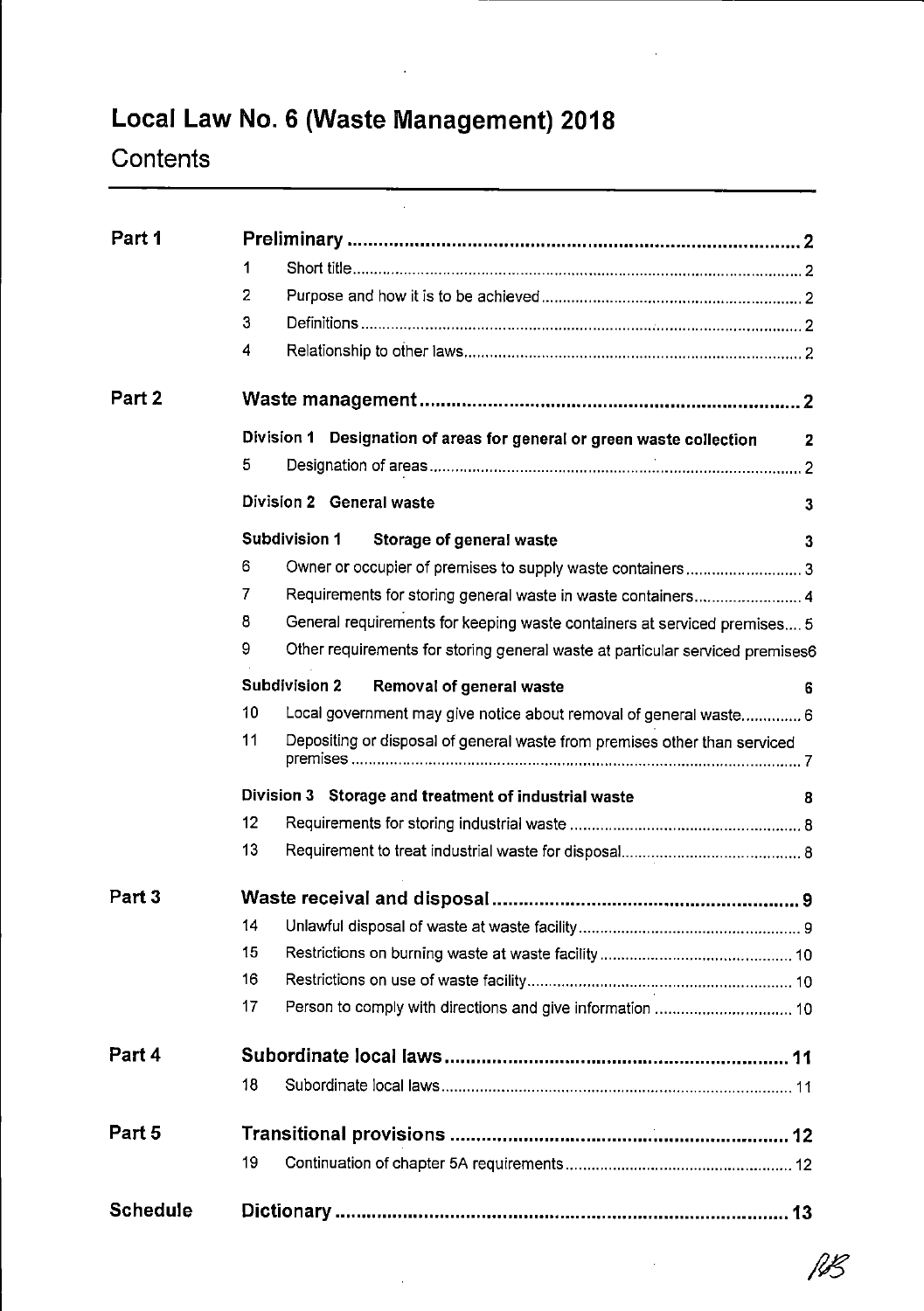# Local Law No. 6 (Waste Management) 2018

## Contents

| | | | |
|---|---|---|---|
| **Part 1** | | **Preliminary** | **2** |
| | 1 | Short title | 2 |
| | 2 | Purpose and how it is to be achieved | 2 |
| | 3 | Definitions | 2 |
| | 4 | Relationship to other laws | 2 |
| **Part 2** | | **Waste management** | **2** |
| | **Division 1** | **Designation of areas for general or green waste collection** | **2** |
| | 5 | Designation of areas | 2 |
| | **Division 2** | **General waste** | **3** |
| | **Subdivision 1** | **Storage of general waste** | **3** |
| | 6 | Owner or occupier of premises to supply waste containers | 3 |
| | 7 | Requirements for storing general waste in waste containers | 4 |
| | 8 | General requirements for keeping waste containers at serviced premises | 5 |
| | 9 | Other requirements for storing general waste at particular serviced premises | 6 |
| | **Subdivision 2** | **Removal of general waste** | **6** |
| | 10 | Local government may give notice about removal of general waste | 6 |
| | 11 | Depositing or disposal of general waste from premises other than serviced premises | 7 |
| | **Division 3** | **Storage and treatment of industrial waste** | **8** |
| | 12 | Requirements for storing industrial waste | 8 |
| | 13 | Requirement to treat industrial waste for disposal | 8 |
| **Part 3** | | **Waste receival and disposal** | **9** |
| | 14 | Unlawful disposal of waste at waste facility | 9 |
| | 15 | Restrictions on burning waste at waste facility | 10 |
| | 16 | Restrictions on use of waste facility | 10 |
| | 17 | Person to comply with directions and give information | 10 |
| **Part 4** | | **Subordinate local laws** | **11** |
| | 18 | Subordinate local laws | 11 |
| **Part 5** | | **Transitional provisions** | **12** |
| | 19 | Continuation of chapter 5A requirements | 12 |
| **Schedule** | | **Dictionary** | **13** |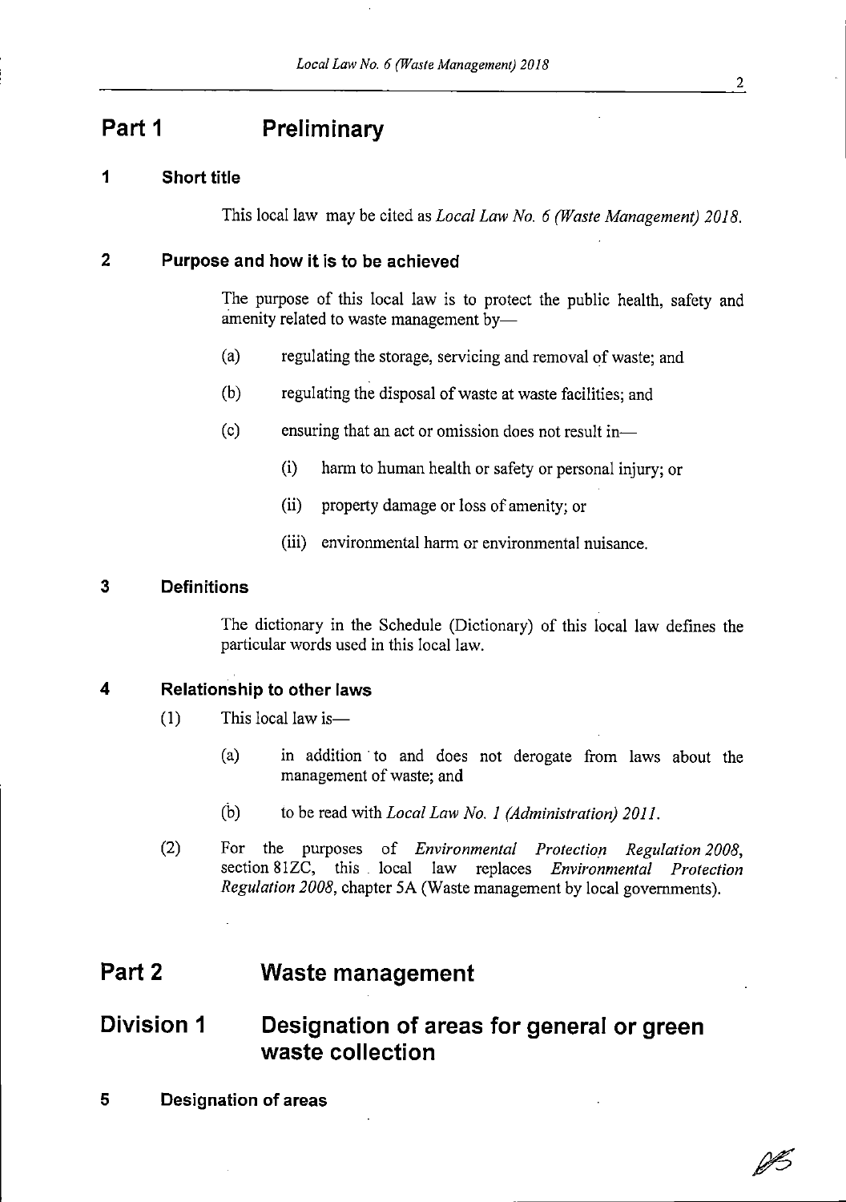# Part 1 Preliminary

## 1 Short title

This local law may be cited as *Local Law No. 6 (Waste Management) 2018.*

## 2 Purpose and how it is to be achieved

The purpose of this local law is to protect the public health, safety and amenity related to waste management by—

(a) regulating the storage, servicing and removal of waste; and

(b) regulating the disposal of waste at waste facilities; and

(c) ensuring that an act or omission does not result in—

(i) harm to human health or safety or personal injury; or

(ii) property damage or loss of amenity; or

(iii) environmental harm or environmental nuisance.

## 3 Definitions

The dictionary in the Schedule (Dictionary) of this local law defines the particular words used in this local law.

## 4 Relationship to other laws

(1) This local law is—

(a) in addition to and does not derogate from laws about the management of waste; and

(b) to be read with *Local Law No. 1 (Administration) 2011.*

(2) For the purposes of *Environmental Protection Regulation 2008*, section 81ZC, this local law replaces *Environmental Protection Regulation 2008*, chapter 5A (Waste management by local governments).

# Part 2 Waste management

# Division 1 Designation of areas for general or green waste collection

## 5 Designation of areas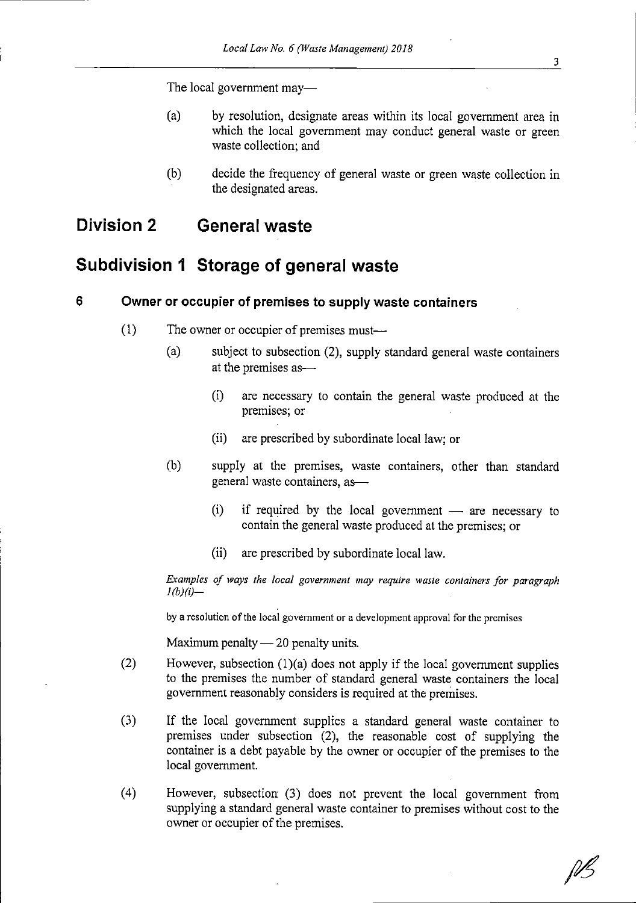The local government may—

(a) by resolution, designate areas within its local government area in which the local government may conduct general waste or green waste collection; and

(b) decide the frequency of general waste or green waste collection in the designated areas.

# Division 2 General waste

## Subdivision 1 Storage of general waste

### 6 Owner or occupier of premises to supply waste containers

(1) The owner or occupier of premises must—

(a) subject to subsection (2), supply standard general waste containers at the premises as—

(i) are necessary to contain the general waste produced at the premises; or

(ii) are prescribed by subordinate local law; or

(b) supply at the premises, waste containers, other than standard general waste containers, as—

(i) if required by the local government — are necessary to contain the general waste produced at the premises; or

(ii) are prescribed by subordinate local law.

*Examples of ways the local government may require waste containers for paragraph 1(b)(i)—*

by a resolution of the local government or a development approval for the premises

Maximum penalty — 20 penalty units.

(2) However, subsection (1)(a) does not apply if the local government supplies to the premises the number of standard general waste containers the local government reasonably considers is required at the premises.

(3) If the local government supplies a standard general waste container to premises under subsection (2), the reasonable cost of supplying the container is a debt payable by the owner or occupier of the premises to the local government.

(4) However, subsection (3) does not prevent the local government from supplying a standard general waste container to premises without cost to the owner or occupier of the premises.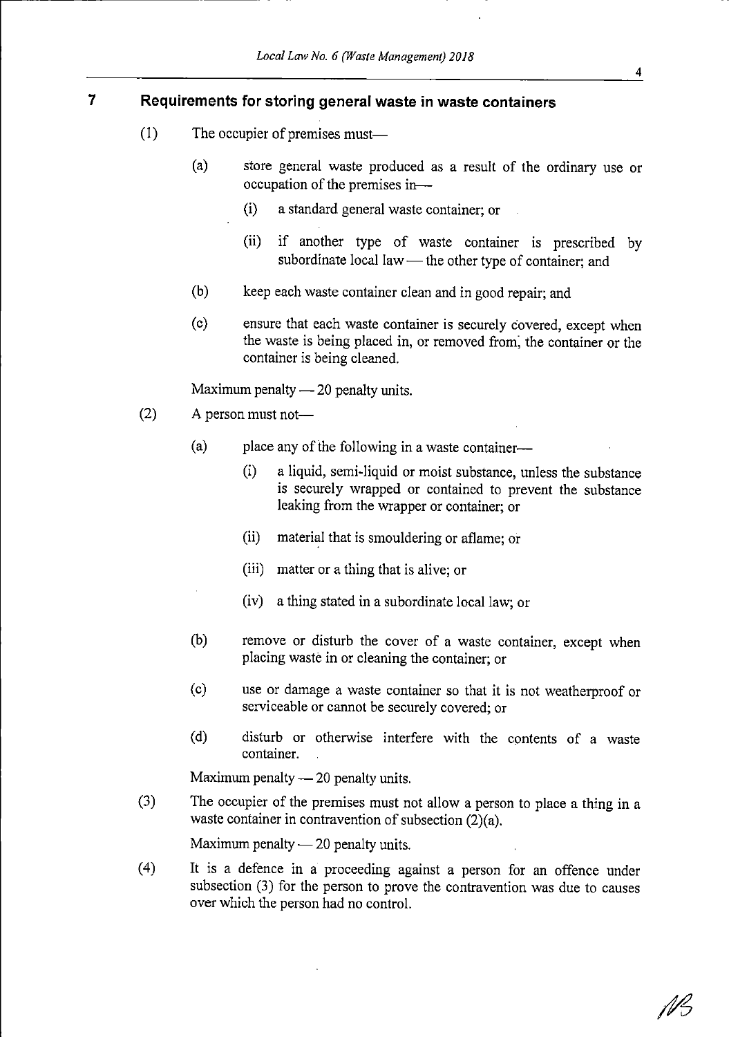## 7 Requirements for storing general waste in waste containers

(1) The occupier of premises must—

(a) store general waste produced as a result of the ordinary use or occupation of the premises in—

(i) a standard general waste container; or

(ii) if another type of waste container is prescribed by subordinate local law — the other type of container; and

(b) keep each waste container clean and in good repair; and

(c) ensure that each waste container is securely covered, except when the waste is being placed in, or removed from, the container or the container is being cleaned.

Maximum penalty — 20 penalty units.

(2) A person must not—

(a) place any of the following in a waste container—

(i) a liquid, semi-liquid or moist substance, unless the substance is securely wrapped or contained to prevent the substance leaking from the wrapper or container; or

(ii) material that is smouldering or aflame; or

(iii) matter or a thing that is alive; or

(iv) a thing stated in a subordinate local law; or

(b) remove or disturb the cover of a waste container, except when placing waste in or cleaning the container; or

(c) use or damage a waste container so that it is not weatherproof or serviceable or cannot be securely covered; or

(d) disturb or otherwise interfere with the contents of a waste container.

Maximum penalty — 20 penalty units.

(3) The occupier of the premises must not allow a person to place a thing in a waste container in contravention of subsection (2)(a).

Maximum penalty — 20 penalty units.

(4) It is a defence in a proceeding against a person for an offence under subsection (3) for the person to prove the contravention was due to causes over which the person had no control.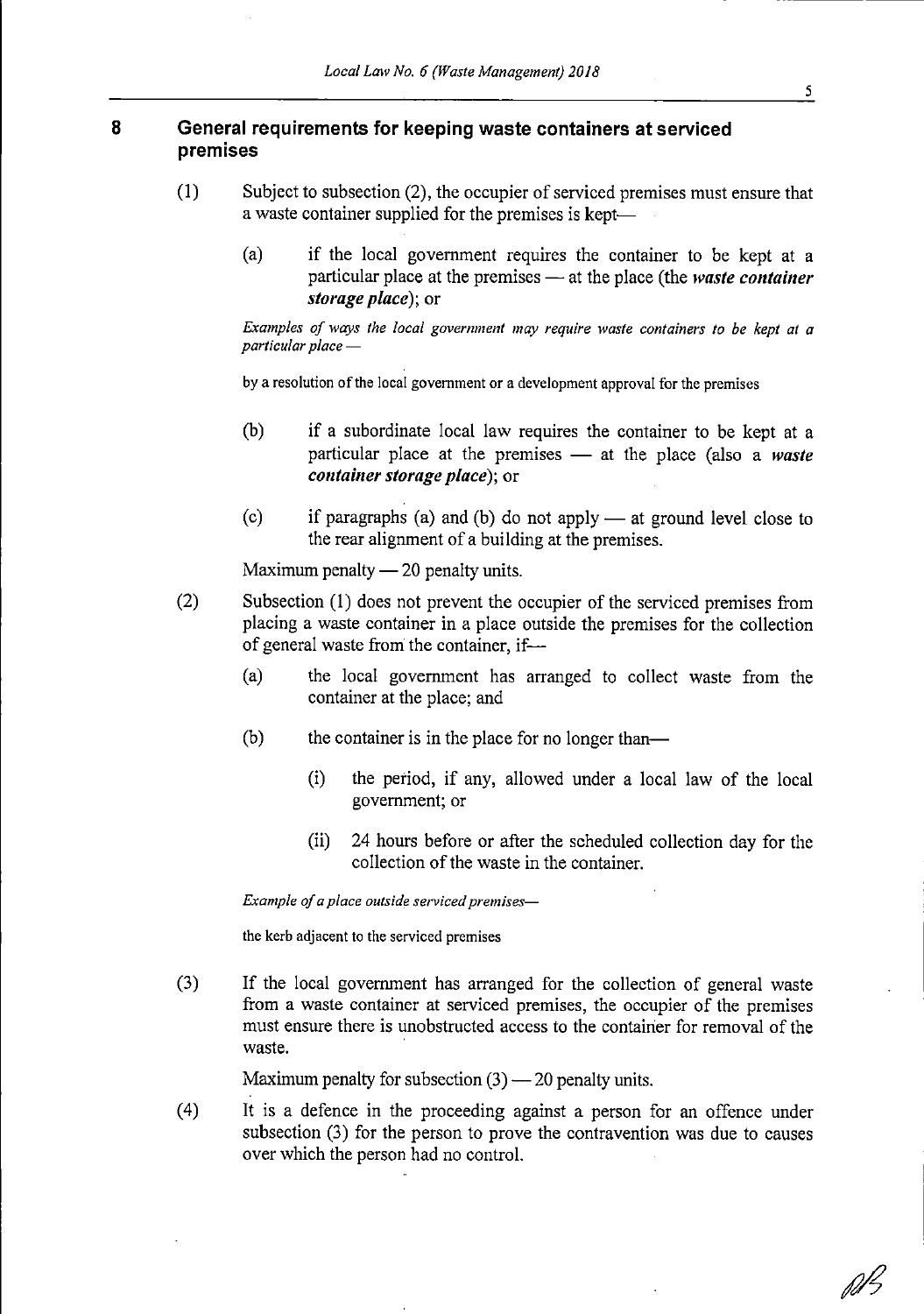## 8 General requirements for keeping waste containers at serviced premises

(1) Subject to subsection (2), the occupier of serviced premises must ensure that a waste container supplied for the premises is kept—

(a) if the local government requires the container to be kept at a particular place at the premises — at the place (the ***waste container storage place***); or

*Examples of ways the local government may require waste containers to be kept at a particular place —*

by a resolution of the local government or a development approval for the premises

(b) if a subordinate local law requires the container to be kept at a particular place at the premises — at the place (also a ***waste container storage place***); or

(c) if paragraphs (a) and (b) do not apply — at ground level close to the rear alignment of a building at the premises.

Maximum penalty — 20 penalty units.

(2) Subsection (1) does not prevent the occupier of the serviced premises from placing a waste container in a place outside the premises for the collection of general waste from the container, if—

(a) the local government has arranged to collect waste from the container at the place; and

(b) the container is in the place for no longer than—

(i) the period, if any, allowed under a local law of the local government; or

(ii) 24 hours before or after the scheduled collection day for the collection of the waste in the container.

*Example of a place outside serviced premises—*

the kerb adjacent to the serviced premises

(3) If the local government has arranged for the collection of general waste from a waste container at serviced premises, the occupier of the premises must ensure there is unobstructed access to the container for removal of the waste.

Maximum penalty for subsection (3) — 20 penalty units.

(4) It is a defence in the proceeding against a person for an offence under subsection (3) for the person to prove the contravention was due to causes over which the person had no control.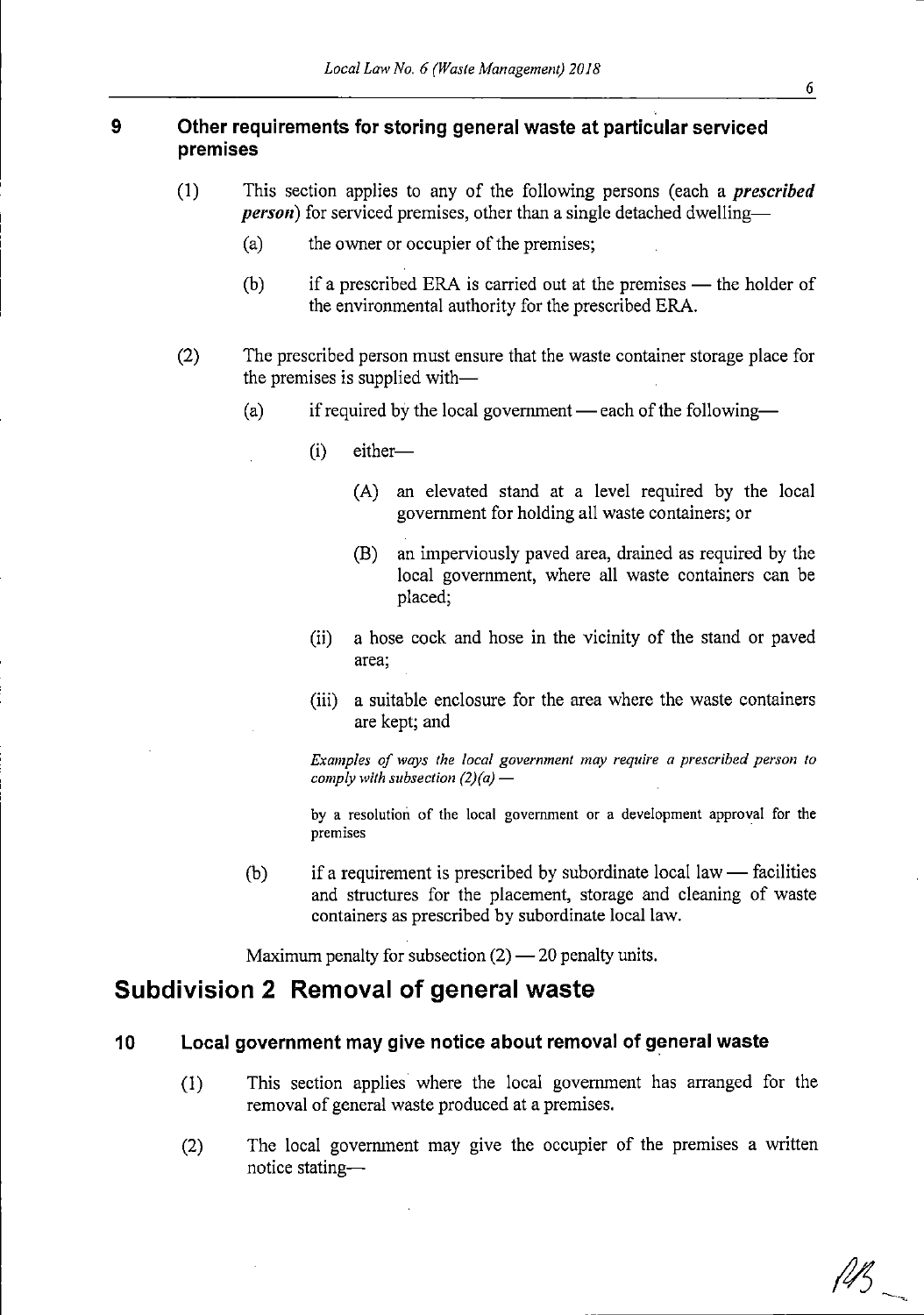### 9 Other requirements for storing general waste at particular serviced premises

(1) This section applies to any of the following persons (each a ***prescribed person***) for serviced premises, other than a single detached dwelling—

(a) the owner or occupier of the premises;

(b) if a prescribed ERA is carried out at the premises — the holder of the environmental authority for the prescribed ERA.

(2) The prescribed person must ensure that the waste container storage place for the premises is supplied with—

(a) if required by the local government — each of the following—

(i) either—

(A) an elevated stand at a level required by the local government for holding all waste containers; or

(B) an imperviously paved area, drained as required by the local government, where all waste containers can be placed;

(ii) a hose cock and hose in the vicinity of the stand or paved area;

(iii) a suitable enclosure for the area where the waste containers are kept; and

*Examples of ways the local government may require a prescribed person to comply with subsection (2)(a) —*

by a resolution of the local government or a development approval for the premises

(b) if a requirement is prescribed by subordinate local law — facilities and structures for the placement, storage and cleaning of waste containers as prescribed by subordinate local law.

Maximum penalty for subsection (2) — 20 penalty units.

## Subdivision 2 Removal of general waste

### 10 Local government may give notice about removal of general waste

(1) This section applies where the local government has arranged for the removal of general waste produced at a premises.

(2) The local government may give the occupier of the premises a written notice stating—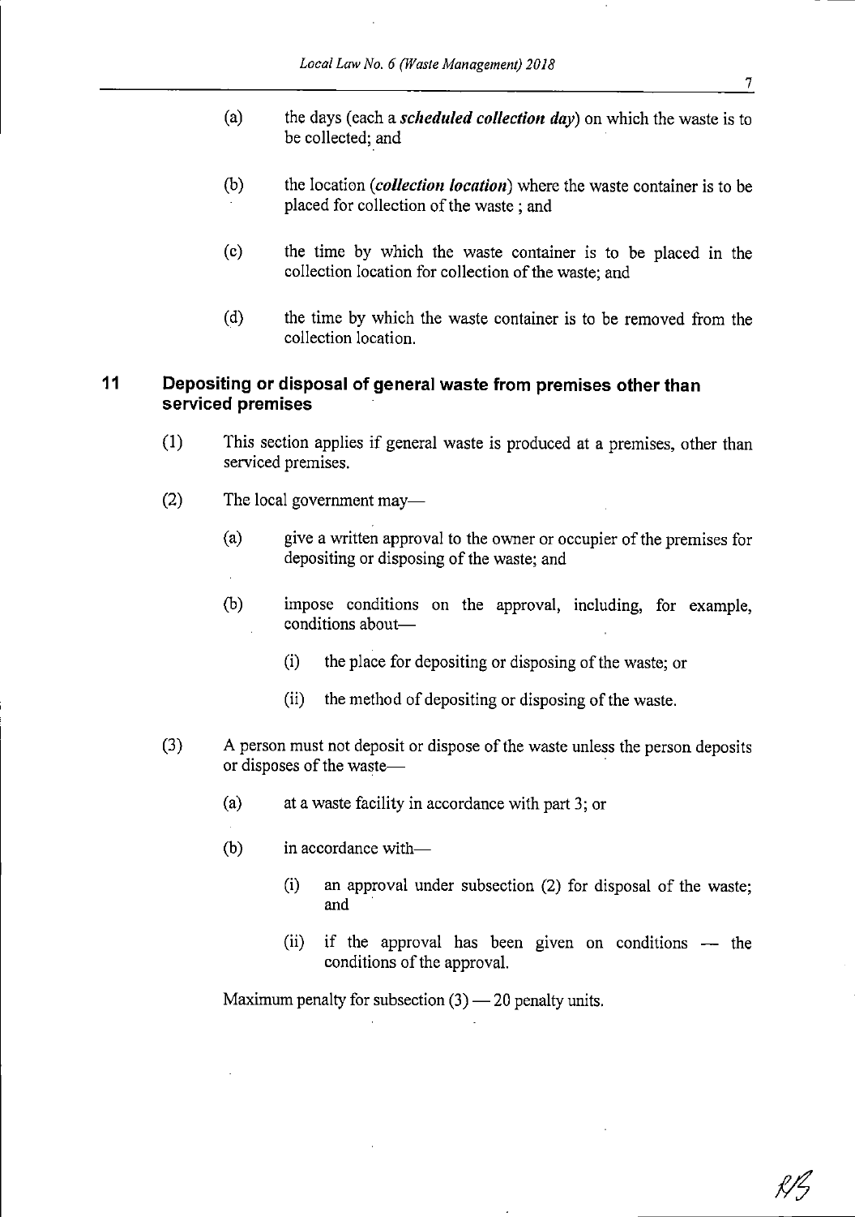(a) the days (each a ***scheduled collection day***) on which the waste is to be collected; and

(b) the location (***collection location***) where the waste container is to be placed for collection of the waste ; and

(c) the time by which the waste container is to be placed in the collection location for collection of the waste; and

(d) the time by which the waste container is to be removed from the collection location.

## 11 Depositing or disposal of general waste from premises other than serviced premises

(1) This section applies if general waste is produced at a premises, other than serviced premises.

(2) The local government may—

(a) give a written approval to the owner or occupier of the premises for depositing or disposing of the waste; and

(b) impose conditions on the approval, including, for example, conditions about—

(i) the place for depositing or disposing of the waste; or

(ii) the method of depositing or disposing of the waste.

(3) A person must not deposit or dispose of the waste unless the person deposits or disposes of the waste—

(a) at a waste facility in accordance with part 3; or

(b) in accordance with—

(i) an approval under subsection (2) for disposal of the waste; and

(ii) if the approval has been given on conditions — the conditions of the approval.

Maximum penalty for subsection (3) — 20 penalty units.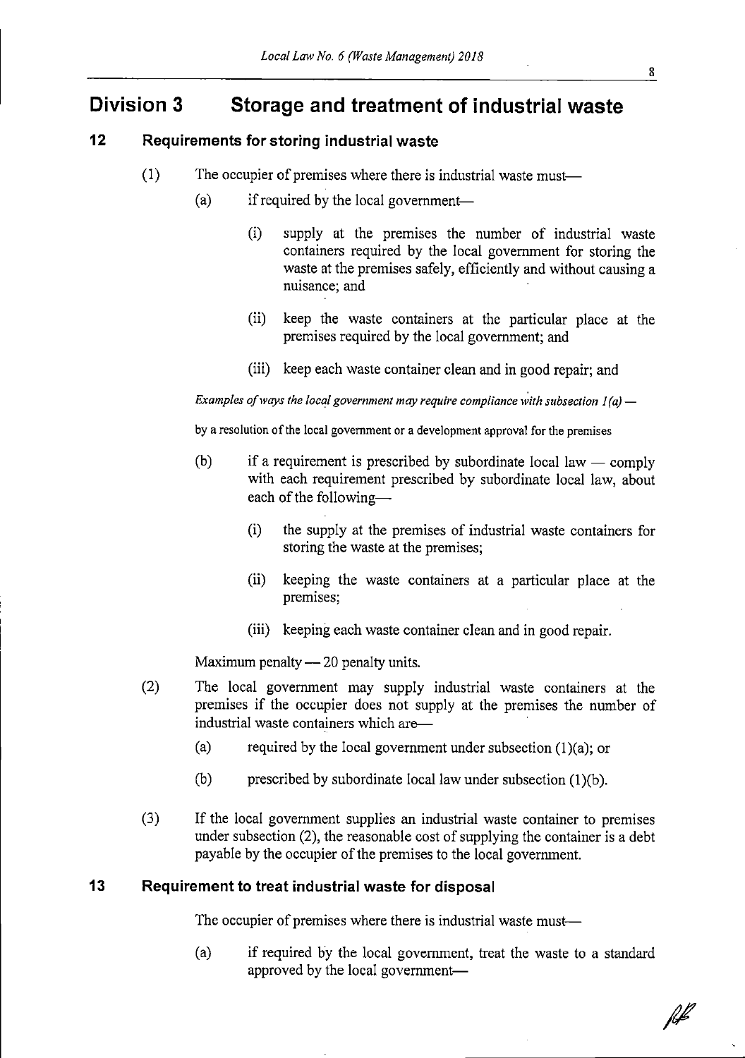# Division 3 Storage and treatment of industrial waste

## 12 Requirements for storing industrial waste

(1) The occupier of premises where there is industrial waste must—

(a) if required by the local government—

(i) supply at the premises the number of industrial waste containers required by the local government for storing the waste at the premises safely, efficiently and without causing a nuisance; and

(ii) keep the waste containers at the particular place at the premises required by the local government; and

(iii) keep each waste container clean and in good repair; and

*Examples of ways the local government may require compliance with subsection 1(a) —*

by a resolution of the local government or a development approval for the premises

(b) if a requirement is prescribed by subordinate local law — comply with each requirement prescribed by subordinate local law, about each of the following—

(i) the supply at the premises of industrial waste containers for storing the waste at the premises;

(ii) keeping the waste containers at a particular place at the premises;

(iii) keeping each waste container clean and in good repair.

Maximum penalty — 20 penalty units.

(2) The local government may supply industrial waste containers at the premises if the occupier does not supply at the premises the number of industrial waste containers which are—

(a) required by the local government under subsection (1)(a); or

(b) prescribed by subordinate local law under subsection (1)(b).

(3) If the local government supplies an industrial waste container to premises under subsection (2), the reasonable cost of supplying the container is a debt payable by the occupier of the premises to the local government.

## 13 Requirement to treat industrial waste for disposal

The occupier of premises where there is industrial waste must—

(a) if required by the local government, treat the waste to a standard approved by the local government—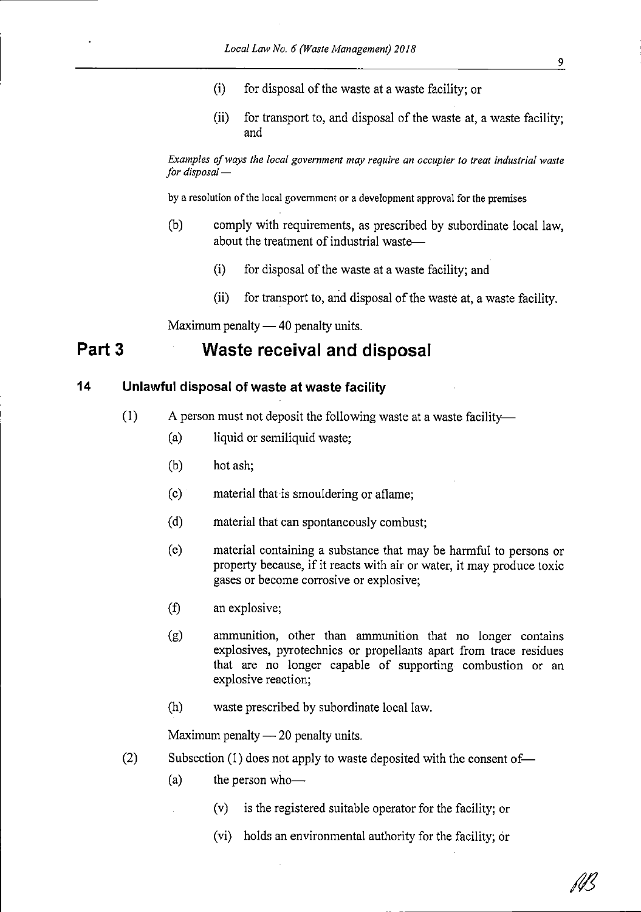(i) for disposal of the waste at a waste facility; or

(ii) for transport to, and disposal of the waste at, a waste facility; and

*Examples of ways the local government may require an occupier to treat industrial waste for disposal —*

by a resolution of the local government or a development approval for the premises

(b) comply with requirements, as prescribed by subordinate local law, about the treatment of industrial waste—

(i) for disposal of the waste at a waste facility; and

(ii) for transport to, and disposal of the waste at, a waste facility.

Maximum penalty — 40 penalty units.

# Part 3 Waste receival and disposal

## 14 Unlawful disposal of waste at waste facility

(1) A person must not deposit the following waste at a waste facility—

(a) liquid or semiliquid waste;

(b) hot ash;

(c) material that is smouldering or aflame;

(d) material that can spontaneously combust;

(e) material containing a substance that may be harmful to persons or property because, if it reacts with air or water, it may produce toxic gases or become corrosive or explosive;

(f) an explosive;

(g) ammunition, other than ammunition that no longer contains explosives, pyrotechnics or propellants apart from trace residues that are no longer capable of supporting combustion or an explosive reaction;

(h) waste prescribed by subordinate local law.

Maximum penalty — 20 penalty units.

(2) Subsection (1) does not apply to waste deposited with the consent of—

(a) the person who—

(v) is the registered suitable operator for the facility; or

(vi) holds an environmental authority for the facility; or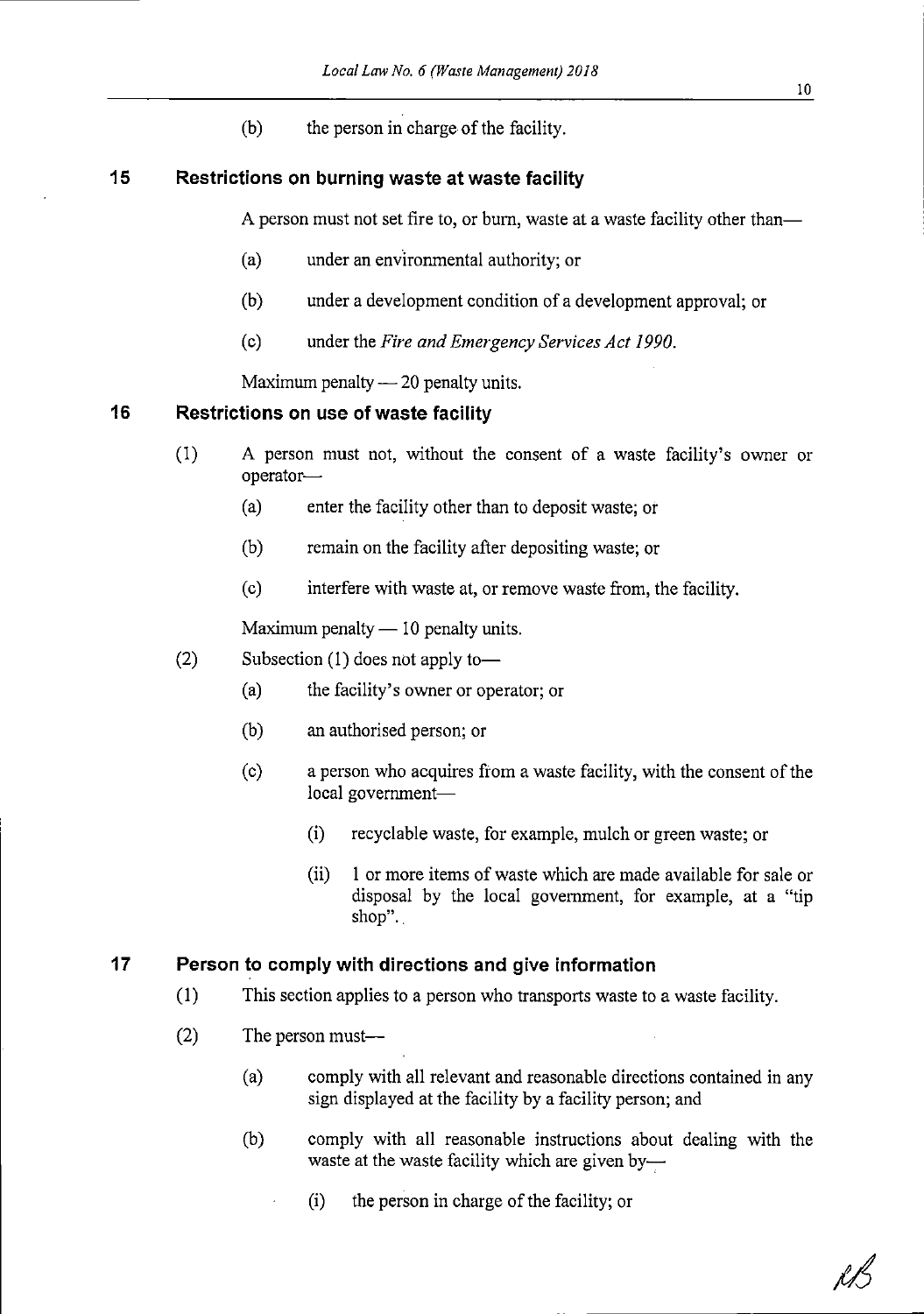(b) the person in charge of the facility.

## 15 Restrictions on burning waste at waste facility

A person must not set fire to, or burn, waste at a waste facility other than—

(a) under an environmental authority; or

(b) under a development condition of a development approval; or

(c) under the *Fire and Emergency Services Act 1990*.

Maximum penalty — 20 penalty units.

## 16 Restrictions on use of waste facility

(1) A person must not, without the consent of a waste facility's owner or operator—

(a) enter the facility other than to deposit waste; or

(b) remain on the facility after depositing waste; or

(c) interfere with waste at, or remove waste from, the facility.

Maximum penalty — 10 penalty units.

(2) Subsection (1) does not apply to—

(a) the facility's owner or operator; or

(b) an authorised person; or

(c) a person who acquires from a waste facility, with the consent of the local government—

(i) recyclable waste, for example, mulch or green waste; or

(ii) 1 or more items of waste which are made available for sale or disposal by the local government, for example, at a "tip shop"..

## 17 Person to comply with directions and give information

(1) This section applies to a person who transports waste to a waste facility.

(2) The person must—

(a) comply with all relevant and reasonable directions contained in any sign displayed at the facility by a facility person; and

(b) comply with all reasonable instructions about dealing with the waste at the waste facility which are given by—

(i) the person in charge of the facility; or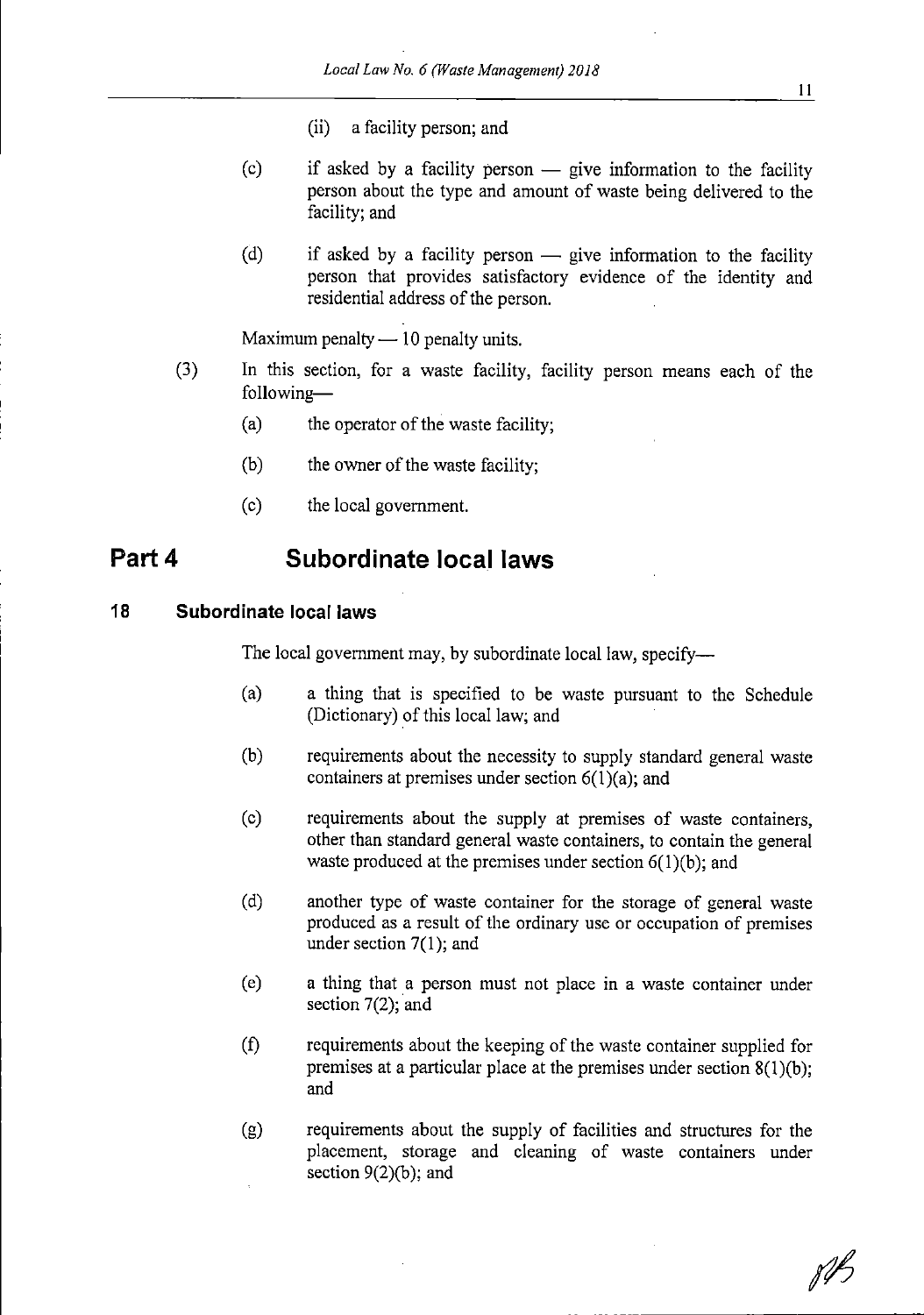(ii) a facility person; and

(c) if asked by a facility person — give information to the facility person about the type and amount of waste being delivered to the facility; and

(d) if asked by a facility person — give information to the facility person that provides satisfactory evidence of the identity and residential address of the person.

Maximum penalty — 10 penalty units.

(3) In this section, for a waste facility, facility person means each of the following—

(a) the operator of the waste facility;

(b) the owner of the waste facility;

(c) the local government.

# Part 4 Subordinate local laws

## 18 Subordinate local laws

The local government may, by subordinate local law, specify—

(a) a thing that is specified to be waste pursuant to the Schedule (Dictionary) of this local law; and

(b) requirements about the necessity to supply standard general waste containers at premises under section 6(1)(a); and

(c) requirements about the supply at premises of waste containers, other than standard general waste containers, to contain the general waste produced at the premises under section 6(1)(b); and

(d) another type of waste container for the storage of general waste produced as a result of the ordinary use or occupation of premises under section 7(1); and

(e) a thing that a person must not place in a waste container under section 7(2); and

(f) requirements about the keeping of the waste container supplied for premises at a particular place at the premises under section 8(1)(b); and

(g) requirements about the supply of facilities and structures for the placement, storage and cleaning of waste containers under section 9(2)(b); and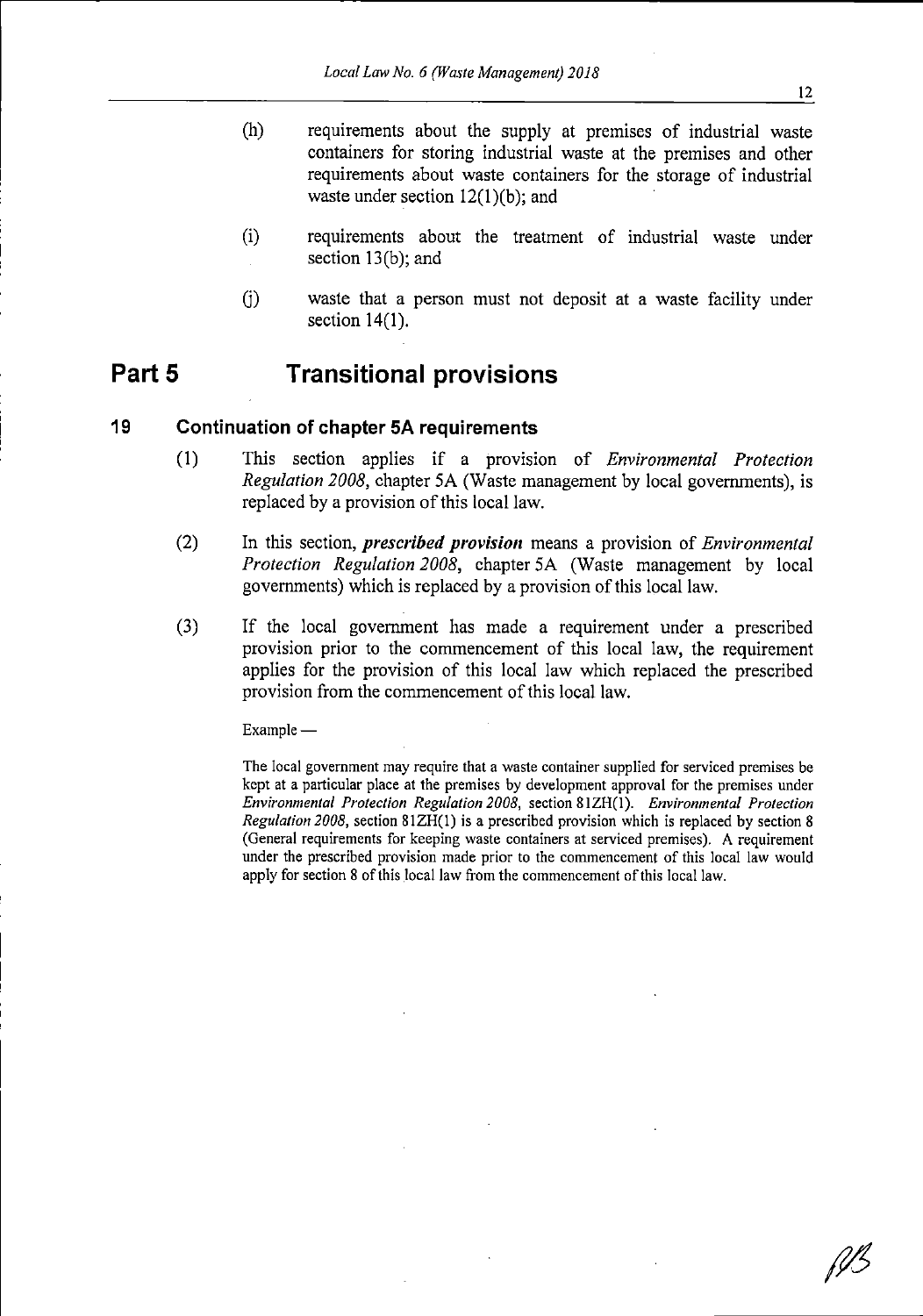(h) requirements about the supply at premises of industrial waste containers for storing industrial waste at the premises and other requirements about waste containers for the storage of industrial waste under section 12(1)(b); and

(i) requirements about the treatment of industrial waste under section 13(b); and

(j) waste that a person must not deposit at a waste facility under section 14(1).

# Part 5 Transitional provisions

## 19 Continuation of chapter 5A requirements

(1) This section applies if a provision of *Environmental Protection Regulation 2008*, chapter 5A (Waste management by local governments), is replaced by a provision of this local law.

(2) In this section, ***prescribed provision*** means a provision of *Environmental Protection Regulation 2008*, chapter 5A (Waste management by local governments) which is replaced by a provision of this local law.

(3) If the local government has made a requirement under a prescribed provision prior to the commencement of this local law, the requirement applies for the provision of this local law which replaced the prescribed provision from the commencement of this local law.

Example —

The local government may require that a waste container supplied for serviced premises be kept at a particular place at the premises by development approval for the premises under *Environmental Protection Regulation 2008*, section 81ZH(1). *Environmental Protection Regulation 2008*, section 81ZH(1) is a prescribed provision which is replaced by section 8 (General requirements for keeping waste containers at serviced premises). A requirement under the prescribed provision made prior to the commencement of this local law would apply for section 8 of this local law from the commencement of this local law.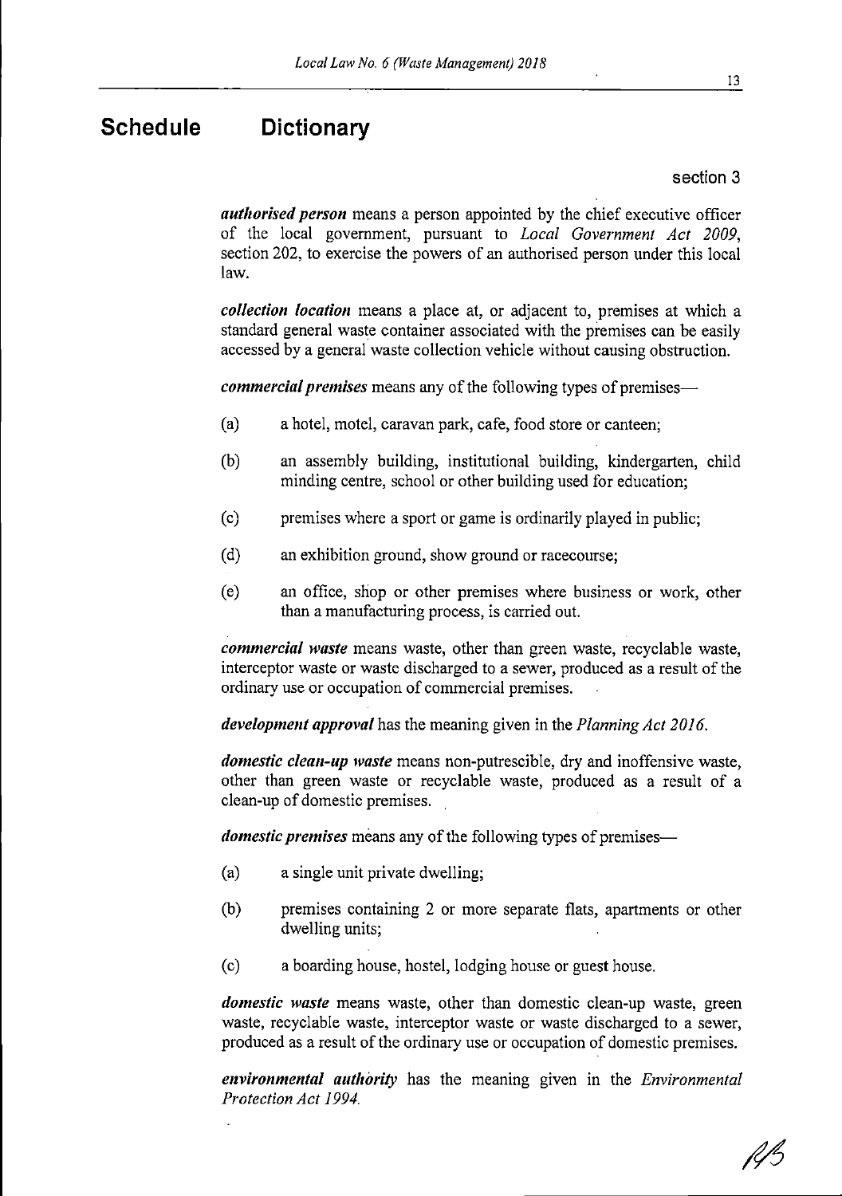# Schedule Dictionary

section 3

***authorised person*** means a person appointed by the chief executive officer of the local government, pursuant to *Local Government Act 2009*, section 202, to exercise the powers of an authorised person under this local law.

***collection location*** means a place at, or adjacent to, premises at which a standard general waste container associated with the premises can be easily accessed by a general waste collection vehicle without causing obstruction.

***commercial premises*** means any of the following types of premises—

(a) a hotel, motel, caravan park, cafe, food store or canteen;

(b) an assembly building, institutional building, kindergarten, child minding centre, school or other building used for education;

(c) premises where a sport or game is ordinarily played in public;

(d) an exhibition ground, show ground or racecourse;

(e) an office, shop or other premises where business or work, other than a manufacturing process, is carried out.

***commercial waste*** means waste, other than green waste, recyclable waste, interceptor waste or waste discharged to a sewer, produced as a result of the ordinary use or occupation of commercial premises.

***development approval*** has the meaning given in the *Planning Act 2016*.

***domestic clean-up waste*** means non-putrescible, dry and inoffensive waste, other than green waste or recyclable waste, produced as a result of a clean-up of domestic premises.

***domestic premises*** means any of the following types of premises—

(a) a single unit private dwelling;

(b) premises containing 2 or more separate flats, apartments or other dwelling units;

(c) a boarding house, hostel, lodging house or guest house.

***domestic waste*** means waste, other than domestic clean-up waste, green waste, recyclable waste, interceptor waste or waste discharged to a sewer, produced as a result of the ordinary use or occupation of domestic premises.

***environmental authority*** has the meaning given in the *Environmental Protection Act 1994*.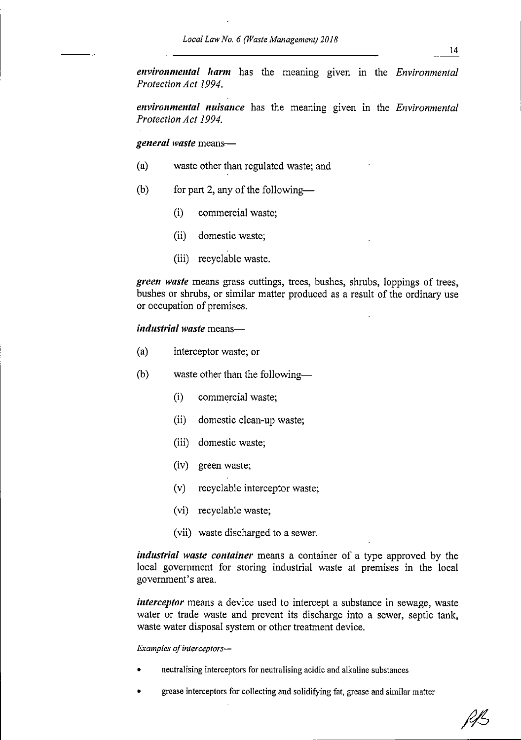***environmental harm*** has the meaning given in the *Environmental Protection Act 1994*.

***environmental nuisance*** has the meaning given in the *Environmental Protection Act 1994*.

***general waste*** means—

(a) waste other than regulated waste; and

(b) for part 2, any of the following—

  (i) commercial waste;

  (ii) domestic waste;

  (iii) recyclable waste.

***green waste*** means grass cuttings, trees, bushes, shrubs, loppings of trees, bushes or shrubs, or similar matter produced as a result of the ordinary use or occupation of premises.

***industrial waste*** means—

(a) interceptor waste; or

(b) waste other than the following—

  (i) commercial waste;

  (ii) domestic clean-up waste;

  (iii) domestic waste;

  (iv) green waste;

  (v) recyclable interceptor waste;

  (vi) recyclable waste;

  (vii) waste discharged to a sewer.

***industrial waste container*** means a container of a type approved by the local government for storing industrial waste at premises in the local government's area.

***interceptor*** means a device used to intercept a substance in sewage, waste water or trade waste and prevent its discharge into a sewer, septic tank, waste water disposal system or other treatment device.

*Examples of interceptors—*

- neutralising interceptors for neutralising acidic and alkaline substances
- grease interceptors for collecting and solidifying fat, grease and similar matter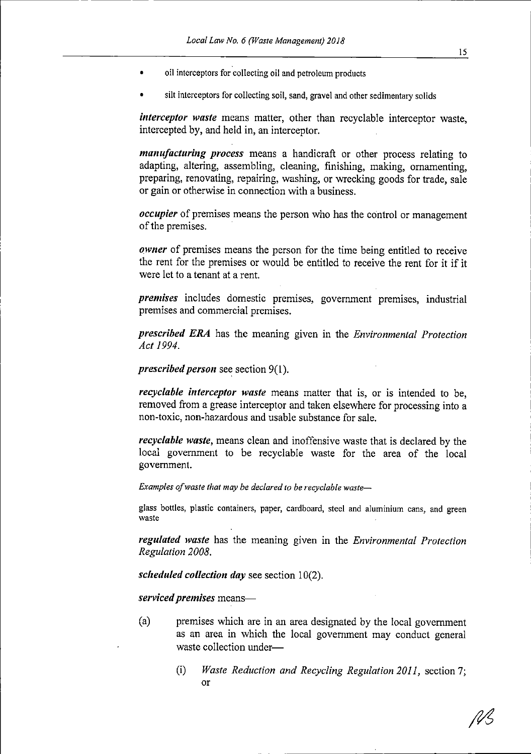- oil interceptors for collecting oil and petroleum products
- silt interceptors for collecting soil, sand, gravel and other sedimentary solids

***interceptor waste*** means matter, other than recyclable interceptor waste, intercepted by, and held in, an interceptor.

***manufacturing process*** means a handicraft or other process relating to adapting, altering, assembling, cleaning, finishing, making, ornamenting, preparing, renovating, repairing, washing, or wrecking goods for trade, sale or gain or otherwise in connection with a business.

***occupier*** of premises means the person who has the control or management of the premises.

***owner*** of premises means the person for the time being entitled to receive the rent for the premises or would be entitled to receive the rent for it if it were let to a tenant at a rent.

***premises*** includes domestic premises, government premises, industrial premises and commercial premises.

***prescribed ERA*** has the meaning given in the *Environmental Protection Act 1994*.

***prescribed person*** see section 9(1).

***recyclable interceptor waste*** means matter that is, or is intended to be, removed from a grease interceptor and taken elsewhere for processing into a non-toxic, non-hazardous and usable substance for sale.

***recyclable waste***, means clean and inoffensive waste that is declared by the local government to be recyclable waste for the area of the local government.

*Examples of waste that may be declared to be recyclable waste—*

glass bottles, plastic containers, paper, cardboard, steel and aluminium cans, and green waste

***regulated waste*** has the meaning given in the *Environmental Protection Regulation 2008*.

***scheduled collection day*** see section 10(2).

***serviced premises*** means—

(a) premises which are in an area designated by the local government as an area in which the local government may conduct general waste collection under—

  (i) *Waste Reduction and Recycling Regulation 2011*, section 7; or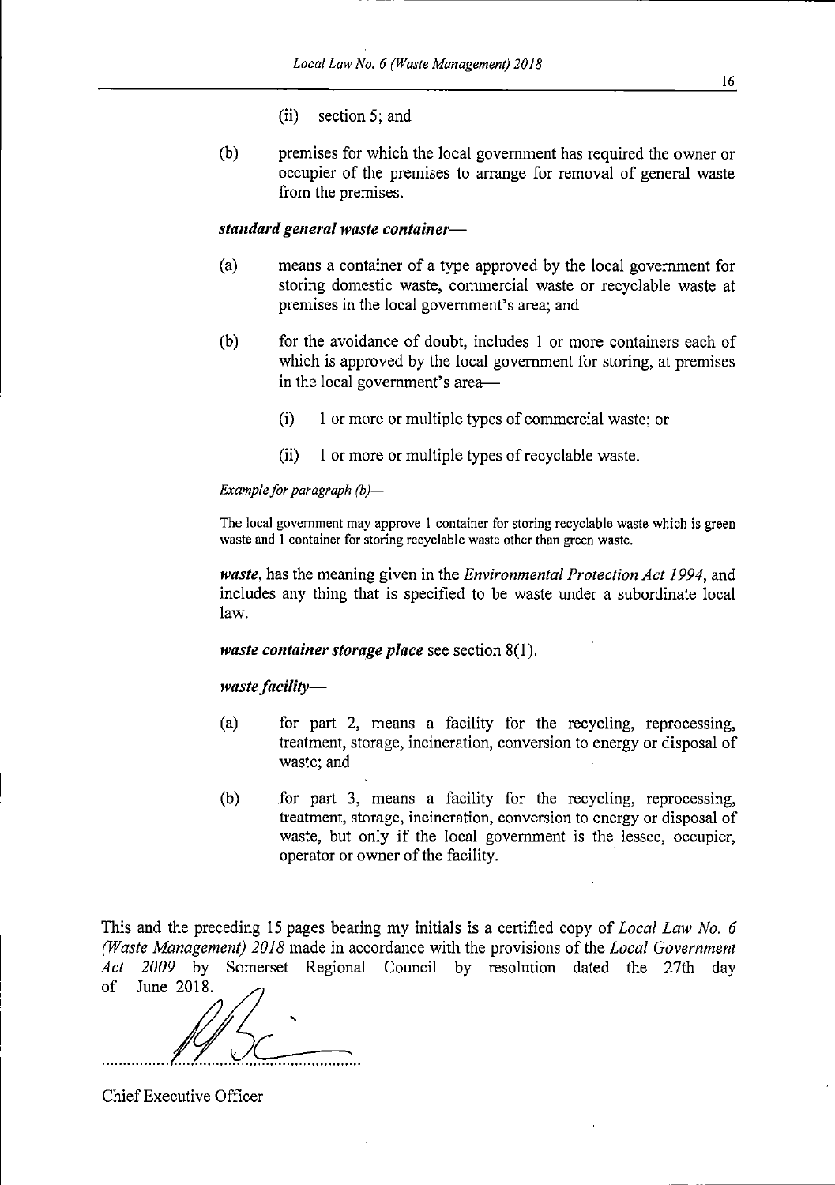(ii) section 5; and

(b) premises for which the local government has required the owner or occupier of the premises to arrange for removal of general waste from the premises.

***standard general waste container***—

(a) means a container of a type approved by the local government for storing domestic waste, commercial waste or recyclable waste at premises in the local government's area; and

(b) for the avoidance of doubt, includes 1 or more containers each of which is approved by the local government for storing, at premises in the local government's area—

(i) 1 or more or multiple types of commercial waste; or

(ii) 1 or more or multiple types of recyclable waste.

*Example for paragraph (b)*—

The local government may approve 1 container for storing recyclable waste which is green waste and 1 container for storing recyclable waste other than green waste.

***waste***, has the meaning given in the *Environmental Protection Act 1994*, and includes any thing that is specified to be waste under a subordinate local law.

***waste container storage place*** see section 8(1).

***waste facility***—

(a) for part 2, means a facility for the recycling, reprocessing, treatment, storage, incineration, conversion to energy or disposal of waste; and

(b) for part 3, means a facility for the recycling, reprocessing, treatment, storage, incineration, conversion to energy or disposal of waste, but only if the local government is the lessee, occupier, operator or owner of the facility.

This and the preceding 15 pages bearing my initials is a certified copy of *Local Law No. 6 (Waste Management) 2018* made in accordance with the provisions of the *Local Government Act 2009* by Somerset Regional Council by resolution dated the 27th day of June 2018.

..............................................................

Chief Executive Officer